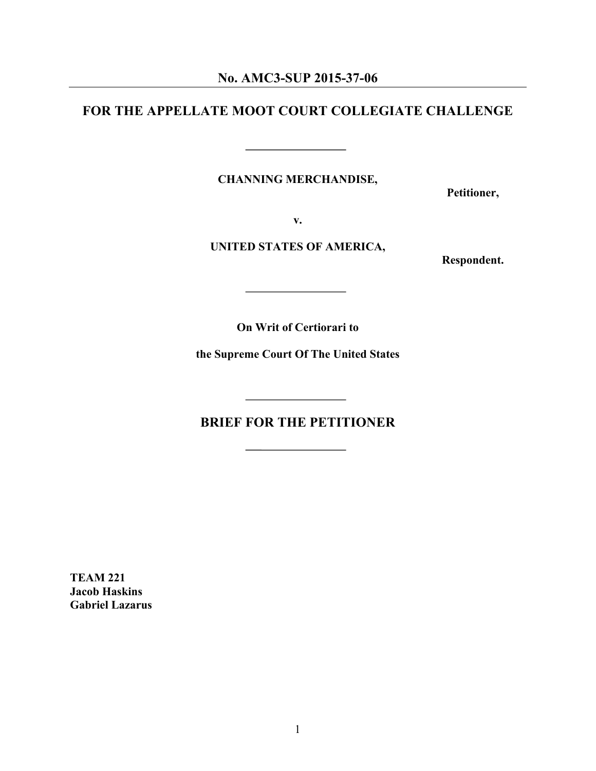**No. AMC3-SUP 2015-37-06**

---

# FOR THE APPELLATE MOOT COURT COLLEGIATE CHALLENGE

---

**CHANNING MERCHANDISE,**

**Petitioner,**

**v.**

**UNITED STATES OF AMERICA,**

**Respondent.**

---

**On Writ of Certiorari to**

**the Supreme Court Of The United States**

---

## BRIEF FOR THE PETITIONER

---

**TEAM 221**
**Jacob Haskins**
**Gabriel Lazarus**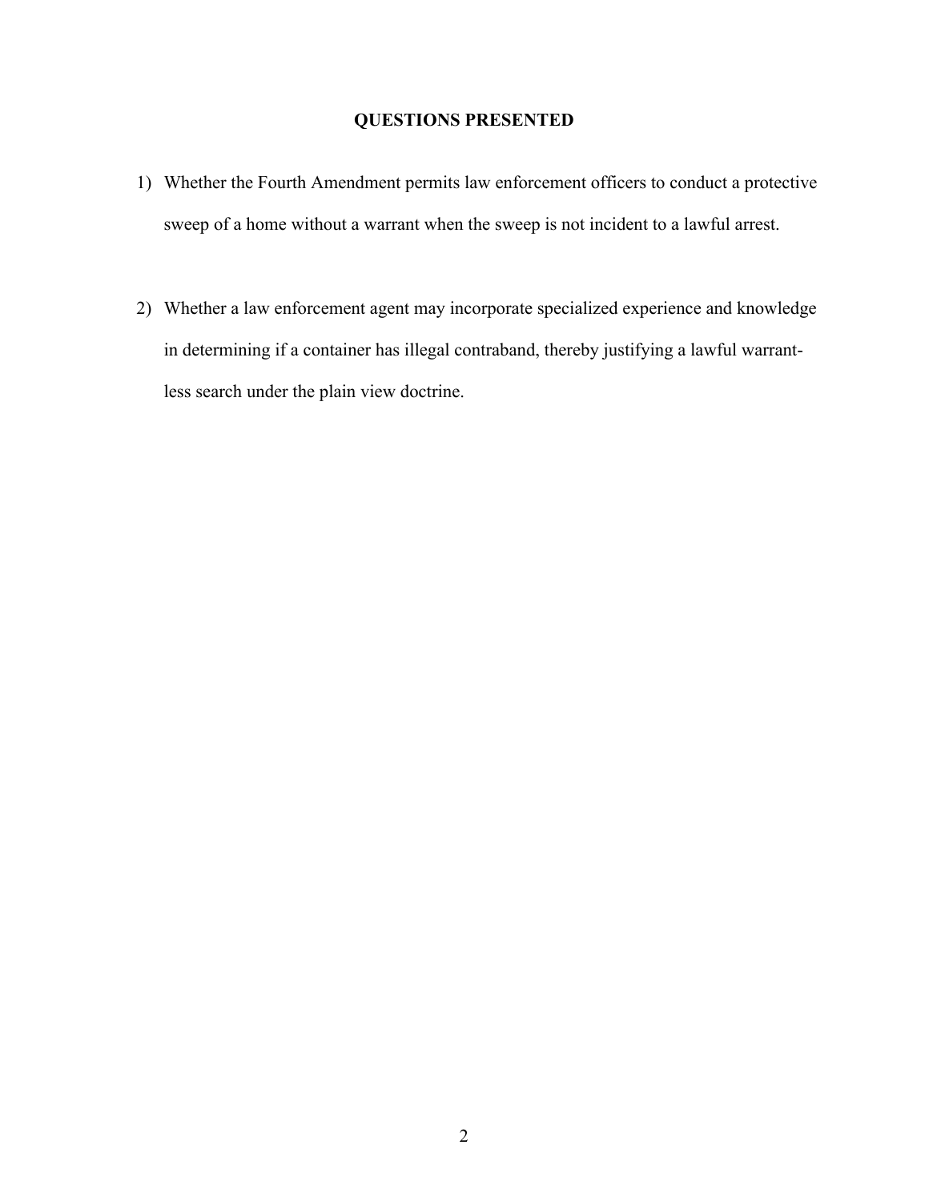## QUESTIONS PRESENTED

1) Whether the Fourth Amendment permits law enforcement officers to conduct a protective sweep of a home without a warrant when the sweep is not incident to a lawful arrest.

2) Whether a law enforcement agent may incorporate specialized experience and knowledge in determining if a container has illegal contraband, thereby justifying a lawful warrant-less search under the plain view doctrine.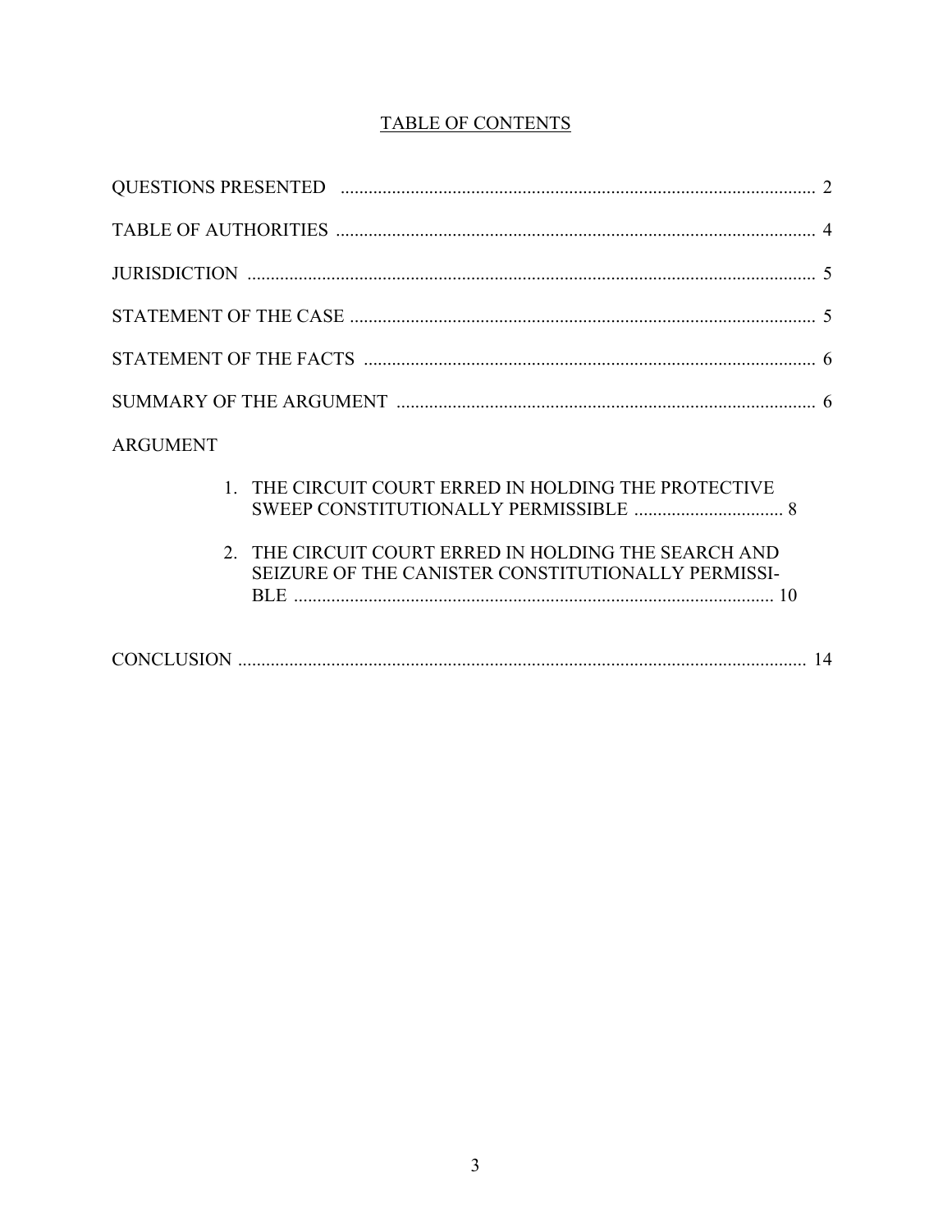## TABLE OF CONTENTS

QUESTIONS PRESENTED ..................................................................................................... 2

TABLE OF AUTHORITIES ..................................................................................................... 4

JURISDICTION ..................................................................................................... 5

STATEMENT OF THE CASE ..................................................................................................... 5

STATEMENT OF THE FACTS ..................................................................................................... 6

SUMMARY OF THE ARGUMENT ..................................................................................................... 6

ARGUMENT

1. THE CIRCUIT COURT ERRED IN HOLDING THE PROTECTIVE SWEEP CONSTITUTIONALLY PERMISSIBLE ................................ 8

2. THE CIRCUIT COURT ERRED IN HOLDING THE SEARCH AND SEIZURE OF THE CANISTER CONSTITUTIONALLY PERMISSIBLE ..................................................................................................... 10

CONCLUSION ..................................................................................................... 14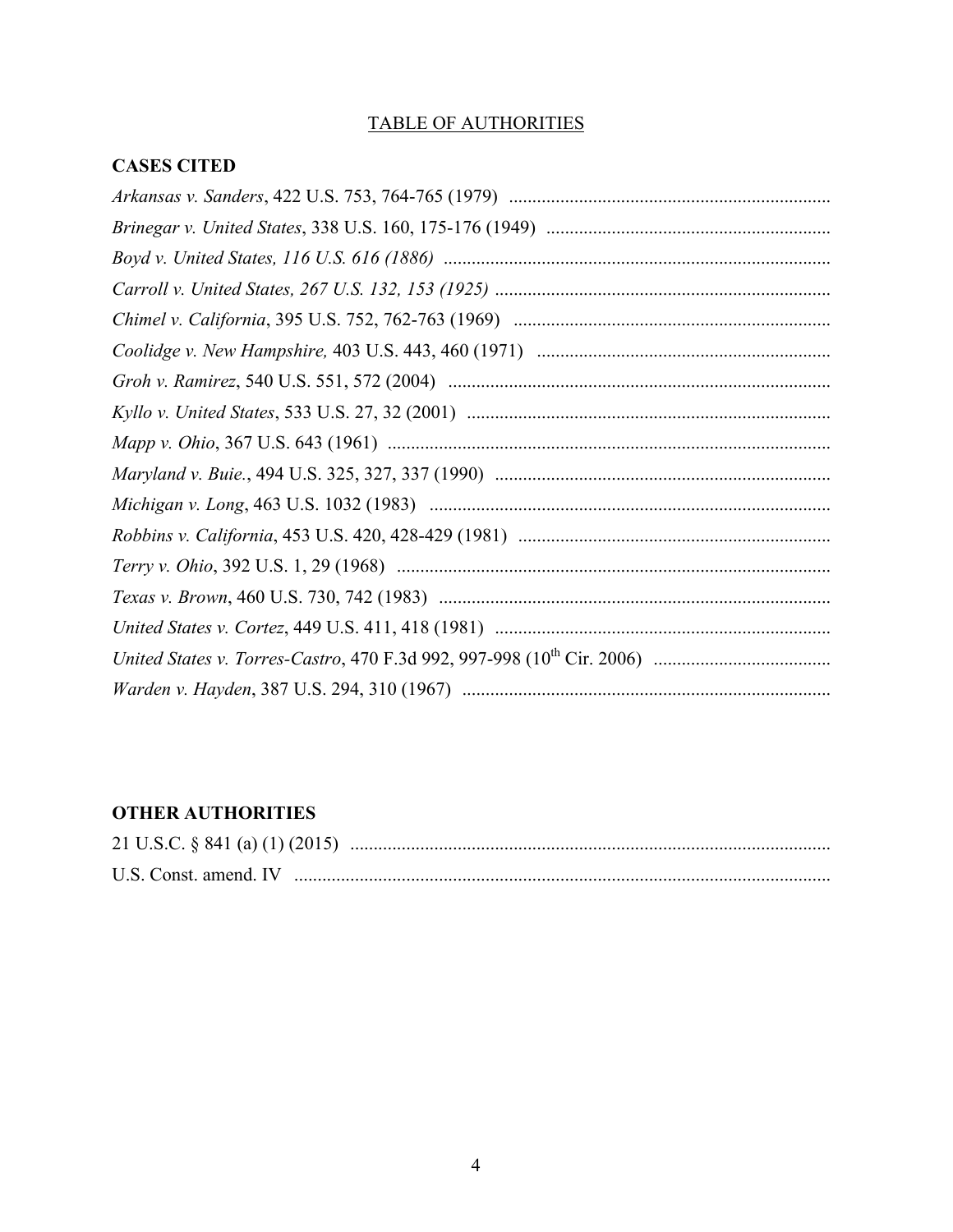## TABLE OF AUTHORITIES

**CASES CITED**

*Arkansas v. Sanders*, 422 U.S. 753, 764-765 (1979) ....................................................................

*Brinegar v. United States*, 338 U.S. 160, 175-176 (1949) ............................................................

*Boyd v. United States, 116 U.S. 616 (1886)* ..................................................................................

*Carroll v. United States, 267 U.S. 132, 153 (1925)* .......................................................................

*Chimel v. California*, 395 U.S. 752, 762-763 (1969) ...................................................................

*Coolidge v. New Hampshire,* 403 U.S. 443, 460 (1971) ..............................................................

*Groh v. Ramirez*, 540 U.S. 551, 572 (2004) .................................................................................

*Kyllo v. United States*, 533 U.S. 27, 32 (2001) .............................................................................

*Mapp v. Ohio*, 367 U.S. 643 (1961) ..............................................................................................

*Maryland v. Buie.*, 494 U.S. 325, 327, 337 (1990) .......................................................................

*Michigan v. Long*, 463 U.S. 1032 (1983) .....................................................................................

*Robbins v. California*, 453 U.S. 420, 428-429 (1981) ..................................................................

*Terry v. Ohio*, 392 U.S. 1, 29 (1968) ............................................................................................

*Texas v. Brown*, 460 U.S. 730, 742 (1983) ...................................................................................

*United States v. Cortez*, 449 U.S. 411, 418 (1981) .......................................................................

*United States v. Torres-Castro*, 470 F.3d 992, 997-998 (10th Cir. 2006) .....................................

*Warden v. Hayden*, 387 U.S. 294, 310 (1967) ..............................................................................

**OTHER AUTHORITIES**

21 U.S.C. § 841 (a) (1) (2015) ......................................................................................................

U.S. Const. amend. IV .................................................................................................................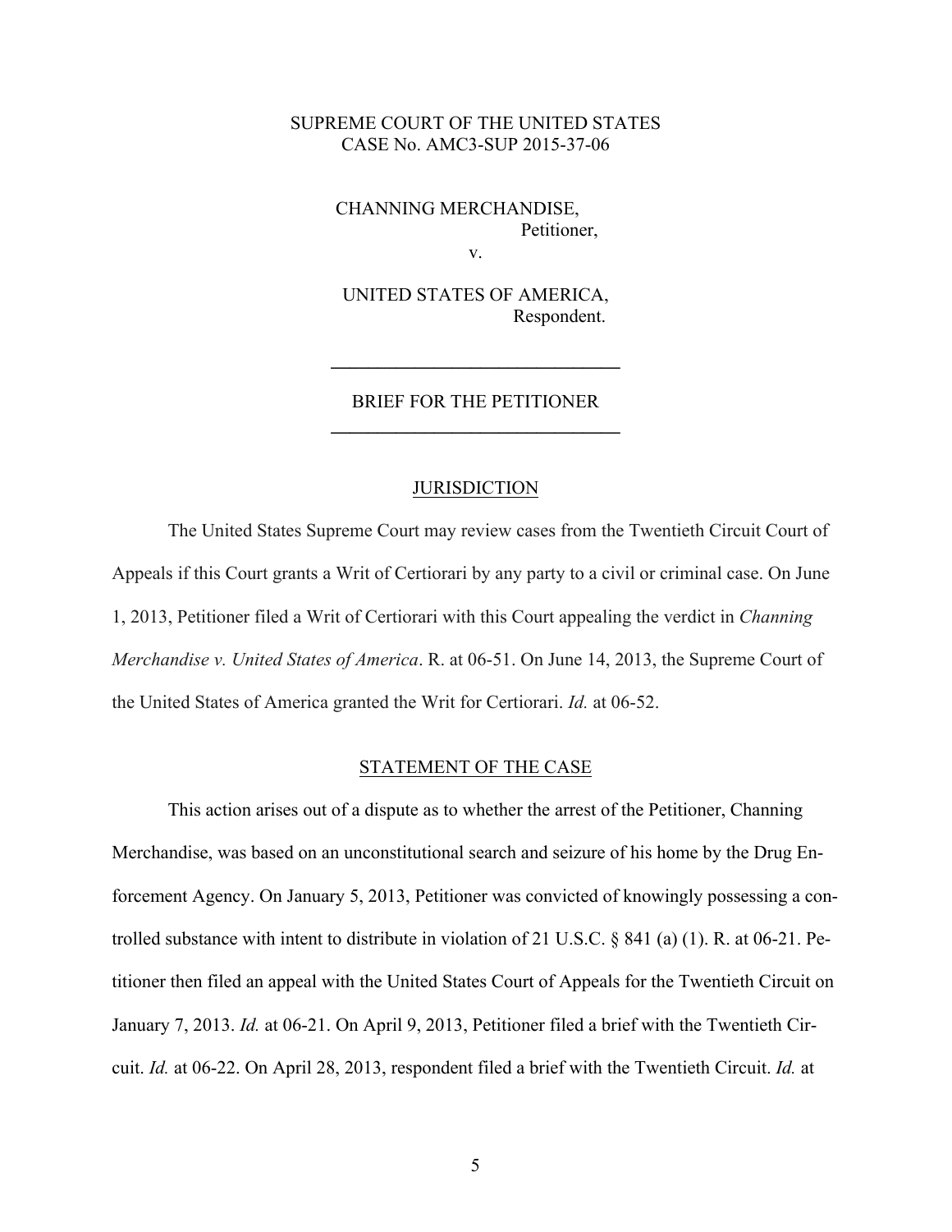SUPREME COURT OF THE UNITED STATES
CASE No. AMC3-SUP 2015-37-06

CHANNING MERCHANDISE,
Petitioner,
v.

UNITED STATES OF AMERICA,
Respondent.

---

BRIEF FOR THE PETITIONER

---

## JURISDICTION

The United States Supreme Court may review cases from the Twentieth Circuit Court of Appeals if this Court grants a Writ of Certiorari by any party to a civil or criminal case. On June 1, 2013, Petitioner filed a Writ of Certiorari with this Court appealing the verdict in *Channing Merchandise v. United States of America*. R. at 06-51. On June 14, 2013, the Supreme Court of the United States of America granted the Writ for Certiorari. *Id.* at 06-52.

## STATEMENT OF THE CASE

This action arises out of a dispute as to whether the arrest of the Petitioner, Channing Merchandise, was based on an unconstitutional search and seizure of his home by the Drug Enforcement Agency. On January 5, 2013, Petitioner was convicted of knowingly possessing a controlled substance with intent to distribute in violation of 21 U.S.C. § 841 (a) (1). R. at 06-21. Petitioner then filed an appeal with the United States Court of Appeals for the Twentieth Circuit on January 7, 2013. *Id.* at 06-21. On April 9, 2013, Petitioner filed a brief with the Twentieth Circuit. *Id.* at 06-22. On April 28, 2013, respondent filed a brief with the Twentieth Circuit. *Id.* at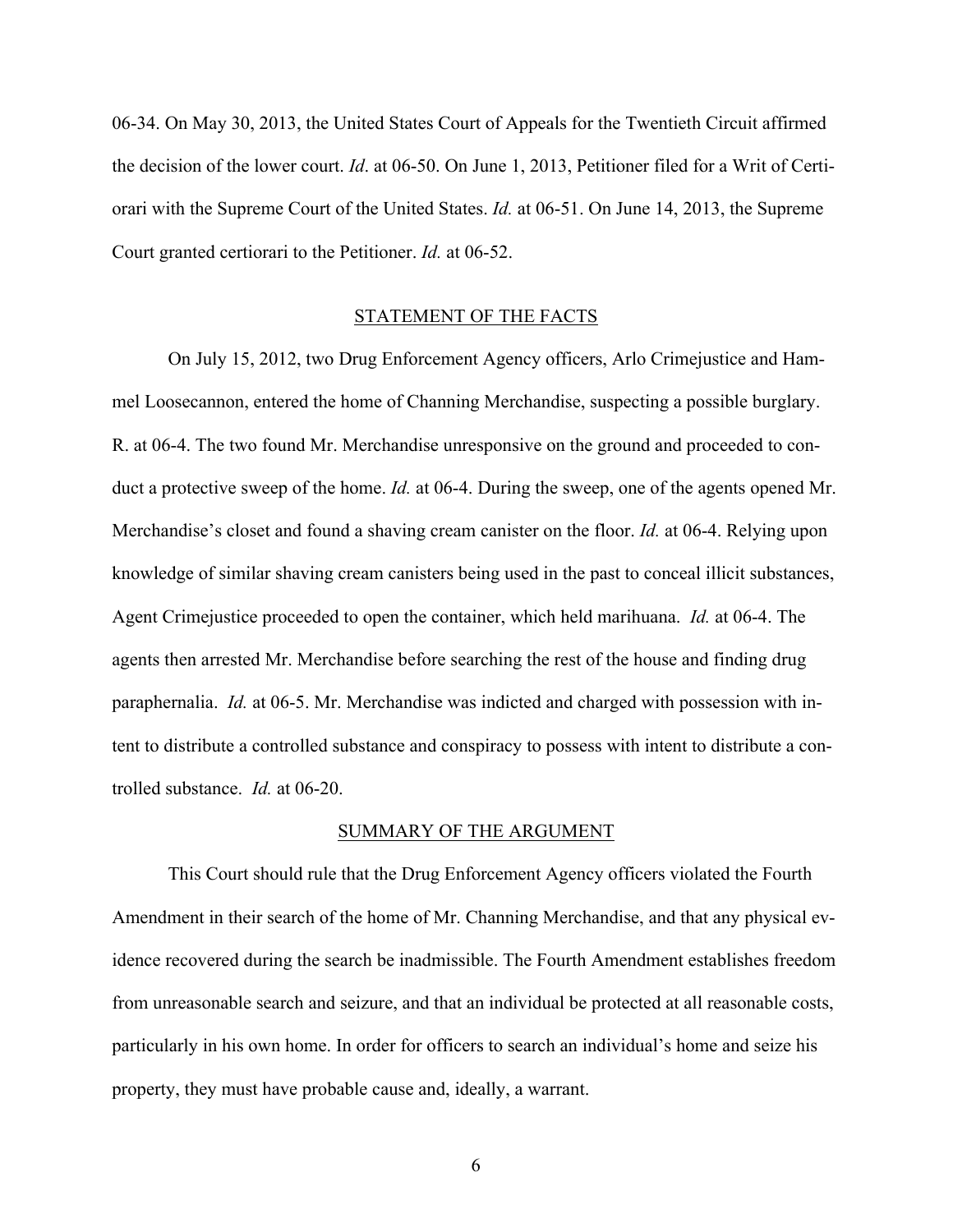06-34. On May 30, 2013, the United States Court of Appeals for the Twentieth Circuit affirmed the decision of the lower court. *Id*. at 06-50. On June 1, 2013, Petitioner filed for a Writ of Certiorari with the Supreme Court of the United States. *Id.* at 06-51. On June 14, 2013, the Supreme Court granted certiorari to the Petitioner. *Id.* at 06-52.

## STATEMENT OF THE FACTS

On July 15, 2012, two Drug Enforcement Agency officers, Arlo Crimejustice and Hammel Loosecannon, entered the home of Channing Merchandise, suspecting a possible burglary. R. at 06-4. The two found Mr. Merchandise unresponsive on the ground and proceeded to conduct a protective sweep of the home. *Id.* at 06-4. During the sweep, one of the agents opened Mr. Merchandise's closet and found a shaving cream canister on the floor. *Id.* at 06-4. Relying upon knowledge of similar shaving cream canisters being used in the past to conceal illicit substances, Agent Crimejustice proceeded to open the container, which held marihuana. *Id.* at 06-4. The agents then arrested Mr. Merchandise before searching the rest of the house and finding drug paraphernalia. *Id.* at 06-5. Mr. Merchandise was indicted and charged with possession with intent to distribute a controlled substance and conspiracy to possess with intent to distribute a controlled substance. *Id.* at 06-20.

## SUMMARY OF THE ARGUMENT

This Court should rule that the Drug Enforcement Agency officers violated the Fourth Amendment in their search of the home of Mr. Channing Merchandise, and that any physical evidence recovered during the search be inadmissible. The Fourth Amendment establishes freedom from unreasonable search and seizure, and that an individual be protected at all reasonable costs, particularly in his own home. In order for officers to search an individual's home and seize his property, they must have probable cause and, ideally, a warrant.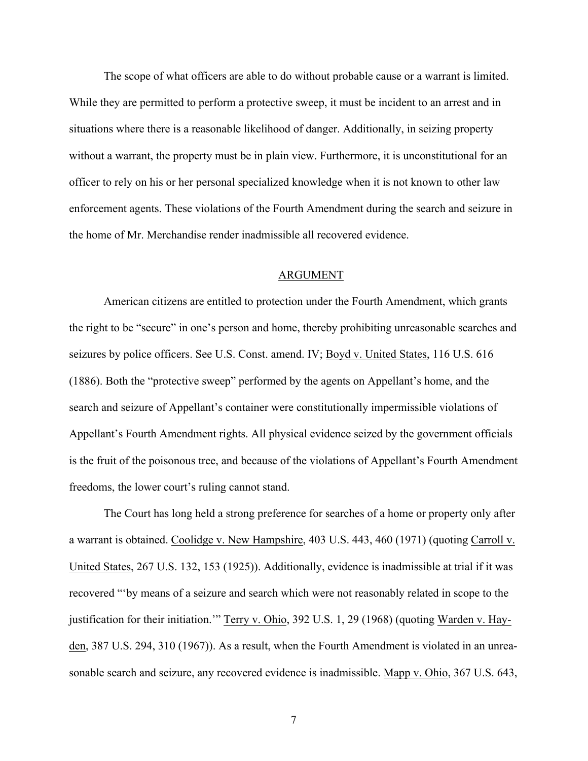The scope of what officers are able to do without probable cause or a warrant is limited. While they are permitted to perform a protective sweep, it must be incident to an arrest and in situations where there is a reasonable likelihood of danger. Additionally, in seizing property without a warrant, the property must be in plain view. Furthermore, it is unconstitutional for an officer to rely on his or her personal specialized knowledge when it is not known to other law enforcement agents. These violations of the Fourth Amendment during the search and seizure in the home of Mr. Merchandise render inadmissible all recovered evidence.

## ARGUMENT

American citizens are entitled to protection under the Fourth Amendment, which grants the right to be "secure" in one's person and home, thereby prohibiting unreasonable searches and seizures by police officers. See U.S. Const. amend. IV; Boyd v. United States, 116 U.S. 616 (1886). Both the "protective sweep" performed by the agents on Appellant's home, and the search and seizure of Appellant's container were constitutionally impermissible violations of Appellant's Fourth Amendment rights. All physical evidence seized by the government officials is the fruit of the poisonous tree, and because of the violations of Appellant's Fourth Amendment freedoms, the lower court's ruling cannot stand.

The Court has long held a strong preference for searches of a home or property only after a warrant is obtained. Coolidge v. New Hampshire, 403 U.S. 443, 460 (1971) (quoting Carroll v. United States, 267 U.S. 132, 153 (1925)). Additionally, evidence is inadmissible at trial if it was recovered "'by means of a seizure and search which were not reasonably related in scope to the justification for their initiation.'" Terry v. Ohio, 392 U.S. 1, 29 (1968) (quoting Warden v. Hayden, 387 U.S. 294, 310 (1967)). As a result, when the Fourth Amendment is violated in an unreasonable search and seizure, any recovered evidence is inadmissible. Mapp v. Ohio, 367 U.S. 643,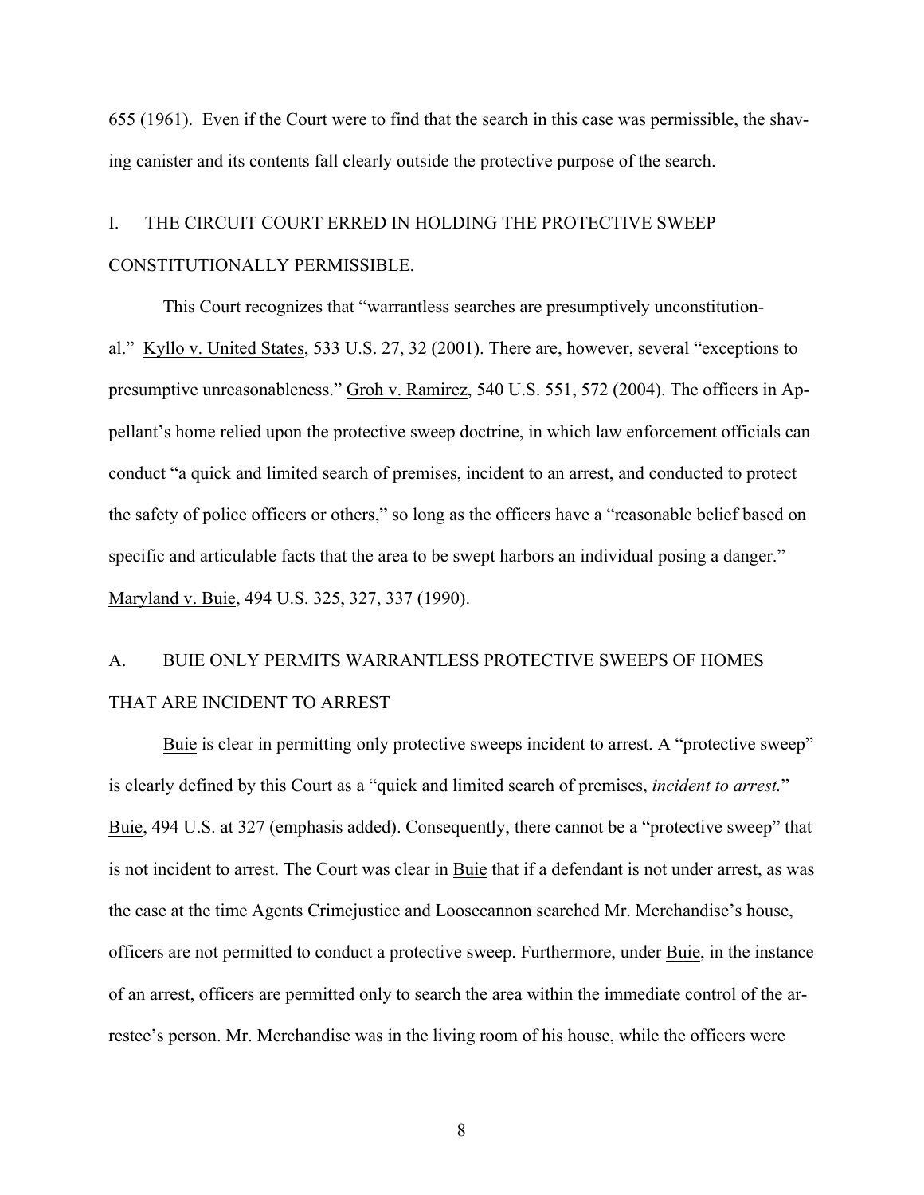655 (1961). Even if the Court were to find that the search in this case was permissible, the shaving canister and its contents fall clearly outside the protective purpose of the search.

## I. THE CIRCUIT COURT ERRED IN HOLDING THE PROTECTIVE SWEEP CONSTITUTIONALLY PERMISSIBLE.

This Court recognizes that "warrantless searches are presumptively unconstitutional." Kyllo v. United States, 533 U.S. 27, 32 (2001). There are, however, several "exceptions to presumptive unreasonableness." Groh v. Ramirez, 540 U.S. 551, 572 (2004). The officers in Appellant's home relied upon the protective sweep doctrine, in which law enforcement officials can conduct "a quick and limited search of premises, incident to an arrest, and conducted to protect the safety of police officers or others," so long as the officers have a "reasonable belief based on specific and articulable facts that the area to be swept harbors an individual posing a danger." Maryland v. Buie, 494 U.S. 325, 327, 337 (1990).

### A. BUIE ONLY PERMITS WARRANTLESS PROTECTIVE SWEEPS OF HOMES THAT ARE INCIDENT TO ARREST

Buie is clear in permitting only protective sweeps incident to arrest. A "protective sweep" is clearly defined by this Court as a "quick and limited search of premises, *incident to arrest.*" Buie, 494 U.S. at 327 (emphasis added). Consequently, there cannot be a "protective sweep" that is not incident to arrest. The Court was clear in Buie that if a defendant is not under arrest, as was the case at the time Agents Crimejustice and Loosecannon searched Mr. Merchandise's house, officers are not permitted to conduct a protective sweep. Furthermore, under Buie, in the instance of an arrest, officers are permitted only to search the area within the immediate control of the arrestee's person. Mr. Merchandise was in the living room of his house, while the officers were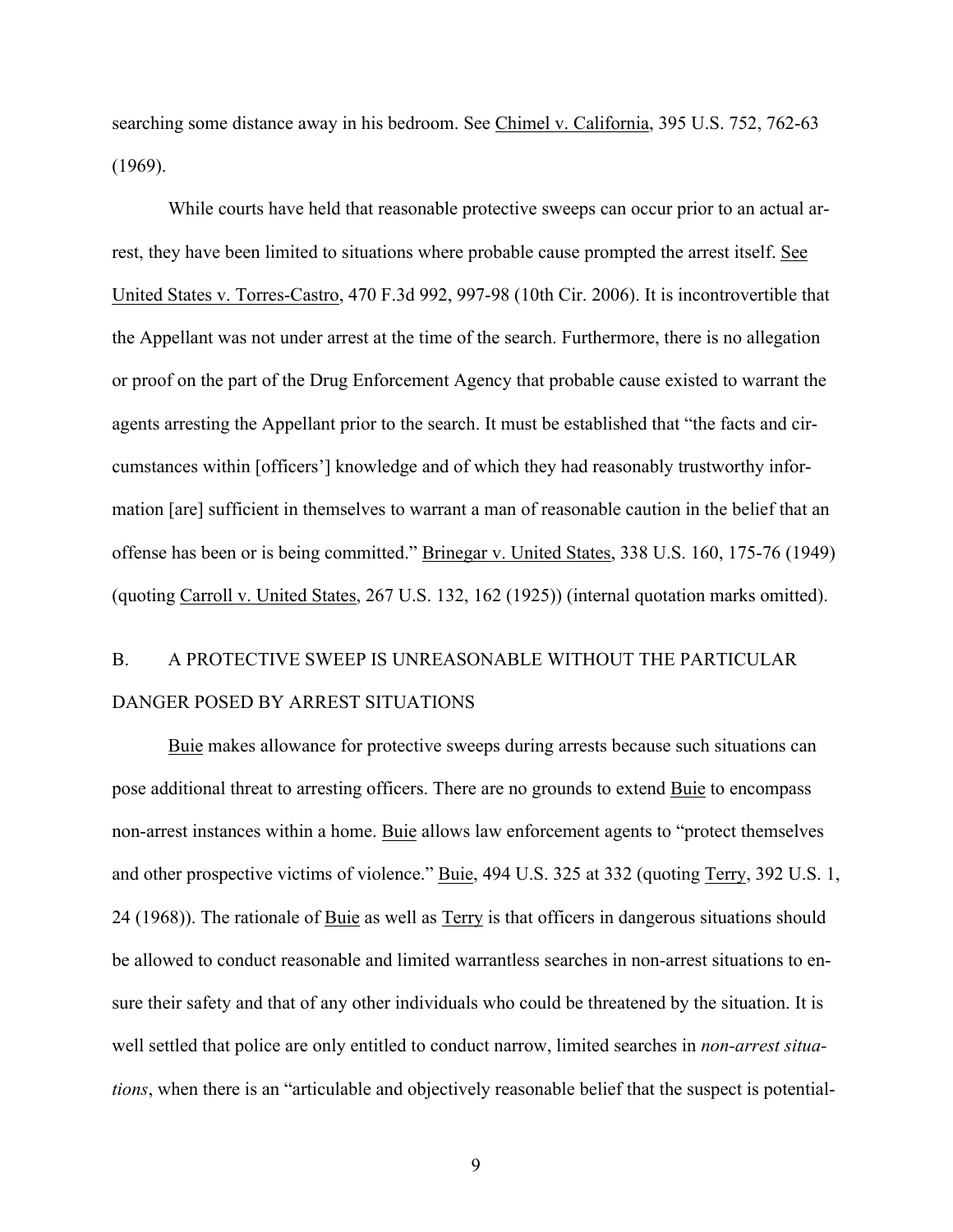searching some distance away in his bedroom. See Chimel v. California, 395 U.S. 752, 762-63 (1969).

While courts have held that reasonable protective sweeps can occur prior to an actual arrest, they have been limited to situations where probable cause prompted the arrest itself. See United States v. Torres-Castro, 470 F.3d 992, 997-98 (10th Cir. 2006). It is incontrovertible that the Appellant was not under arrest at the time of the search. Furthermore, there is no allegation or proof on the part of the Drug Enforcement Agency that probable cause existed to warrant the agents arresting the Appellant prior to the search. It must be established that "the facts and circumstances within [officers'] knowledge and of which they had reasonably trustworthy information [are] sufficient in themselves to warrant a man of reasonable caution in the belief that an offense has been or is being committed." Brinegar v. United States, 338 U.S. 160, 175-76 (1949) (quoting Carroll v. United States, 267 U.S. 132, 162 (1925)) (internal quotation marks omitted).

## B. A PROTECTIVE SWEEP IS UNREASONABLE WITHOUT THE PARTICULAR DANGER POSED BY ARREST SITUATIONS

Buie makes allowance for protective sweeps during arrests because such situations can pose additional threat to arresting officers. There are no grounds to extend Buie to encompass non-arrest instances within a home. Buie allows law enforcement agents to "protect themselves and other prospective victims of violence." Buie, 494 U.S. 325 at 332 (quoting Terry, 392 U.S. 1, 24 (1968)). The rationale of Buie as well as Terry is that officers in dangerous situations should be allowed to conduct reasonable and limited warrantless searches in non-arrest situations to ensure their safety and that of any other individuals who could be threatened by the situation. It is well settled that police are only entitled to conduct narrow, limited searches in *non-arrest situations*, when there is an "articulable and objectively reasonable belief that the suspect is potential-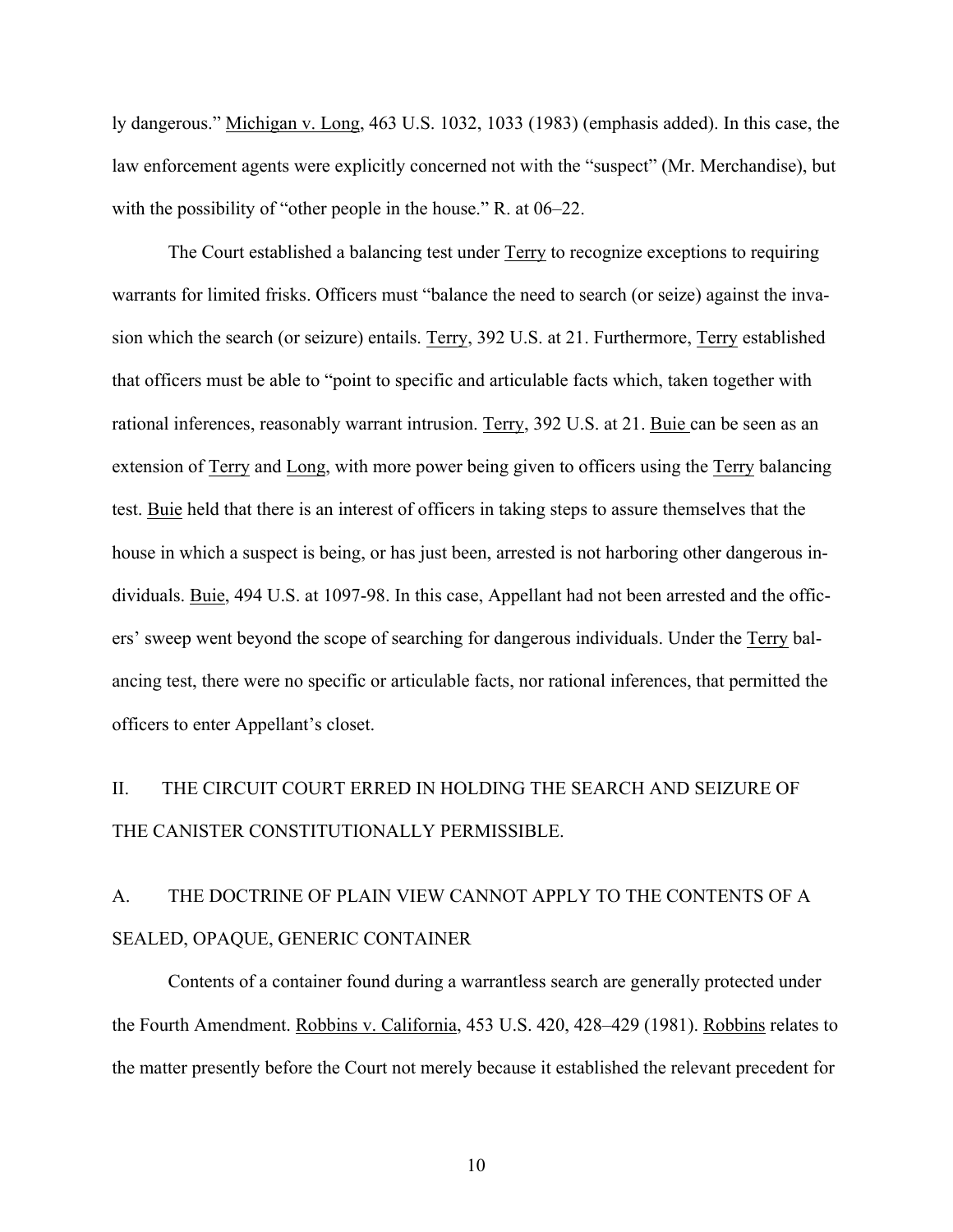ly dangerous." Michigan v. Long, 463 U.S. 1032, 1033 (1983) (emphasis added). In this case, the law enforcement agents were explicitly concerned not with the "suspect" (Mr. Merchandise), but with the possibility of "other people in the house." R. at 06–22.

The Court established a balancing test under Terry to recognize exceptions to requiring warrants for limited frisks. Officers must "balance the need to search (or seize) against the invasion which the search (or seizure) entails. Terry, 392 U.S. at 21. Furthermore, Terry established that officers must be able to "point to specific and articulable facts which, taken together with rational inferences, reasonably warrant intrusion. Terry, 392 U.S. at 21. Buie can be seen as an extension of Terry and Long, with more power being given to officers using the Terry balancing test. Buie held that there is an interest of officers in taking steps to assure themselves that the house in which a suspect is being, or has just been, arrested is not harboring other dangerous individuals. Buie, 494 U.S. at 1097-98. In this case, Appellant had not been arrested and the officers' sweep went beyond the scope of searching for dangerous individuals. Under the Terry balancing test, there were no specific or articulable facts, nor rational inferences, that permitted the officers to enter Appellant's closet.

## II. THE CIRCUIT COURT ERRED IN HOLDING THE SEARCH AND SEIZURE OF THE CANISTER CONSTITUTIONALLY PERMISSIBLE.

### A. THE DOCTRINE OF PLAIN VIEW CANNOT APPLY TO THE CONTENTS OF A SEALED, OPAQUE, GENERIC CONTAINER

Contents of a container found during a warrantless search are generally protected under the Fourth Amendment. Robbins v. California, 453 U.S. 420, 428–429 (1981). Robbins relates to the matter presently before the Court not merely because it established the relevant precedent for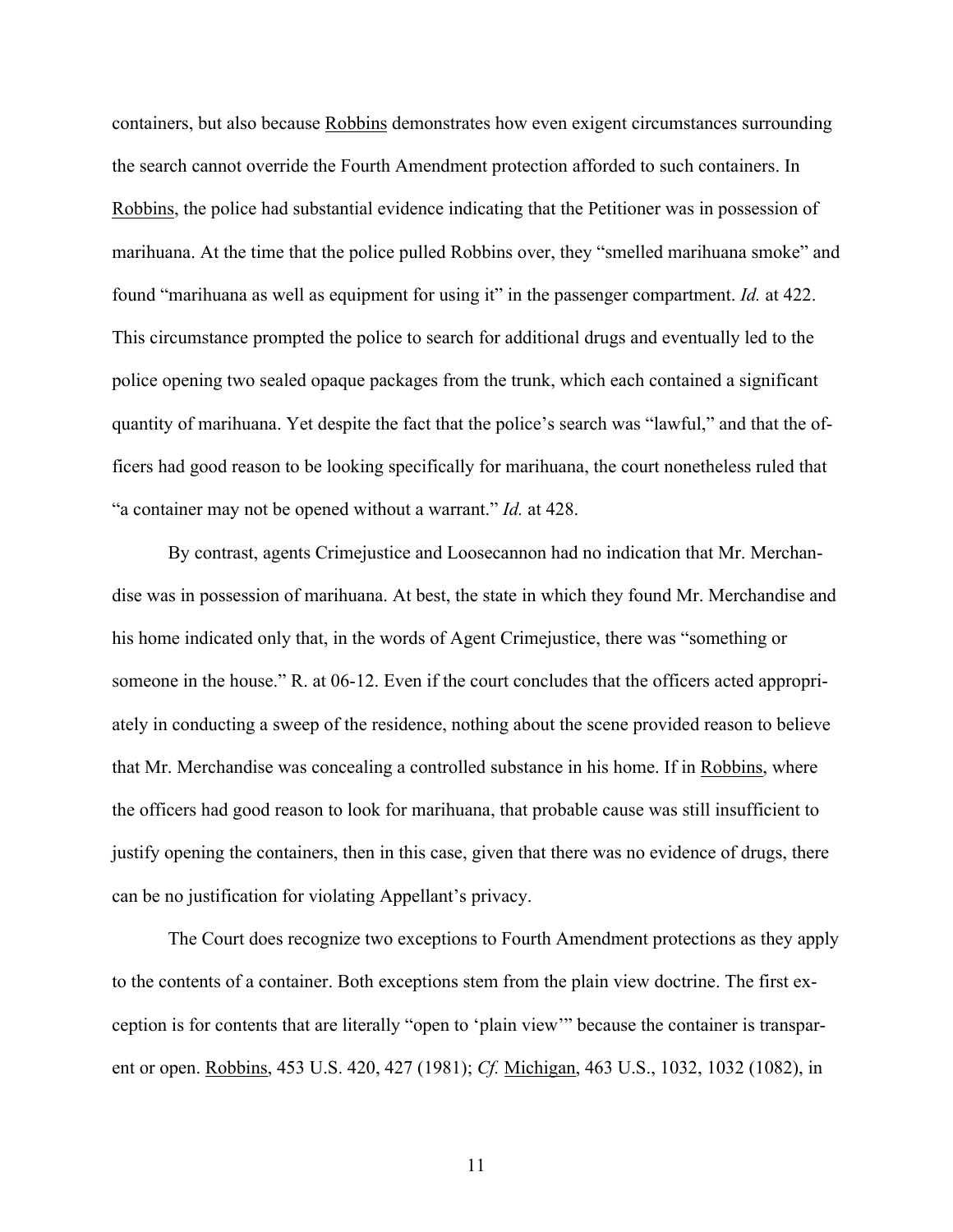containers, but also because Robbins demonstrates how even exigent circumstances surrounding the search cannot override the Fourth Amendment protection afforded to such containers. In Robbins, the police had substantial evidence indicating that the Petitioner was in possession of marihuana. At the time that the police pulled Robbins over, they "smelled marihuana smoke" and found "marihuana as well as equipment for using it" in the passenger compartment. *Id.* at 422. This circumstance prompted the police to search for additional drugs and eventually led to the police opening two sealed opaque packages from the trunk, which each contained a significant quantity of marihuana. Yet despite the fact that the police's search was "lawful," and that the officers had good reason to be looking specifically for marihuana, the court nonetheless ruled that "a container may not be opened without a warrant." *Id.* at 428.

By contrast, agents Crimejustice and Loosecannon had no indication that Mr. Merchandise was in possession of marihuana. At best, the state in which they found Mr. Merchandise and his home indicated only that, in the words of Agent Crimejustice, there was "something or someone in the house." R. at 06-12. Even if the court concludes that the officers acted appropriately in conducting a sweep of the residence, nothing about the scene provided reason to believe that Mr. Merchandise was concealing a controlled substance in his home. If in Robbins, where the officers had good reason to look for marihuana, that probable cause was still insufficient to justify opening the containers, then in this case, given that there was no evidence of drugs, there can be no justification for violating Appellant's privacy.

The Court does recognize two exceptions to Fourth Amendment protections as they apply to the contents of a container. Both exceptions stem from the plain view doctrine. The first exception is for contents that are literally "open to 'plain view'" because the container is transparent or open. Robbins, 453 U.S. 420, 427 (1981); *Cf.* Michigan, 463 U.S., 1032, 1032 (1082), in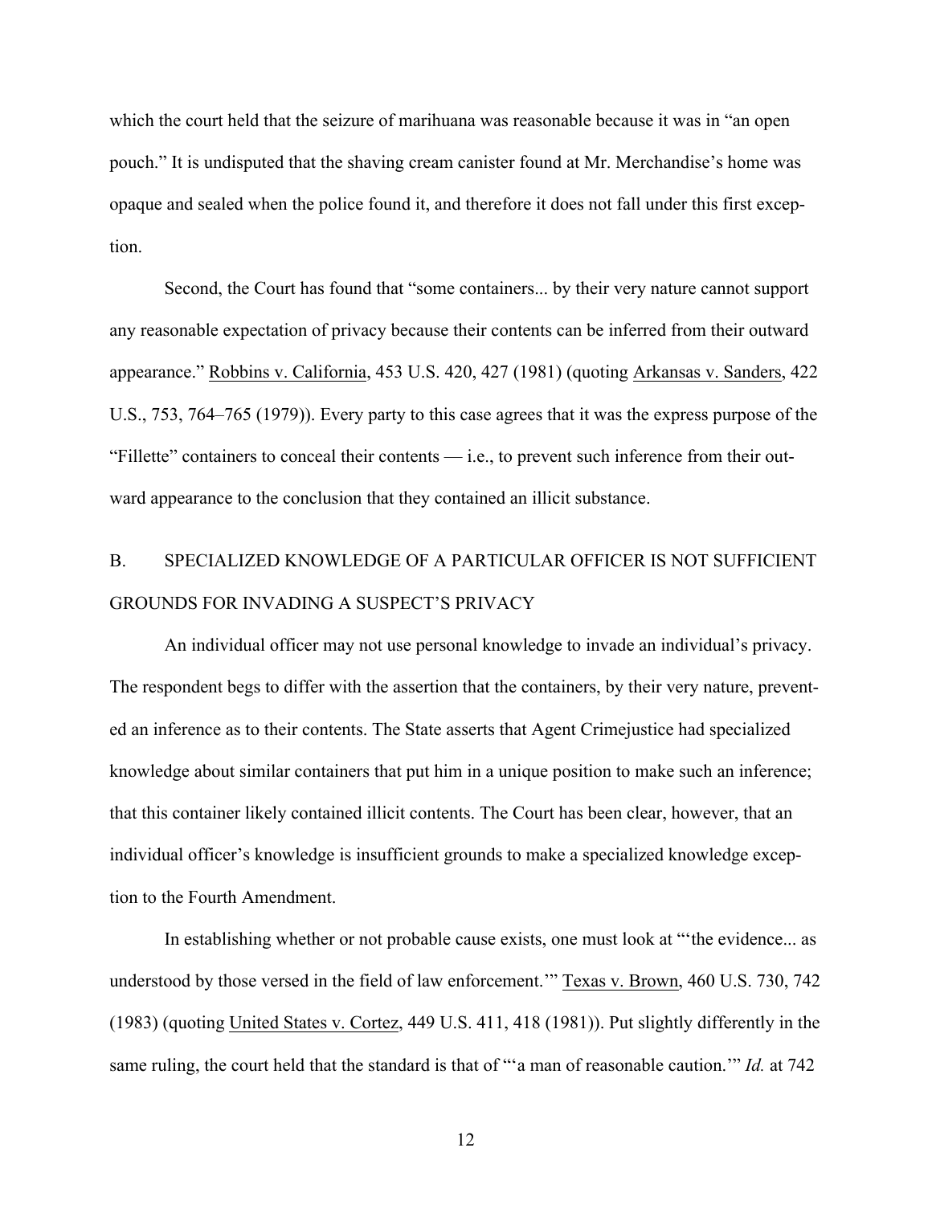which the court held that the seizure of marihuana was reasonable because it was in "an open pouch." It is undisputed that the shaving cream canister found at Mr. Merchandise's home was opaque and sealed when the police found it, and therefore it does not fall under this first exception.

Second, the Court has found that "some containers... by their very nature cannot support any reasonable expectation of privacy because their contents can be inferred from their outward appearance." Robbins v. California, 453 U.S. 420, 427 (1981) (quoting Arkansas v. Sanders, 422 U.S., 753, 764–765 (1979)). Every party to this case agrees that it was the express purpose of the "Fillette" containers to conceal their contents — i.e., to prevent such inference from their outward appearance to the conclusion that they contained an illicit substance.

## B. SPECIALIZED KNOWLEDGE OF A PARTICULAR OFFICER IS NOT SUFFICIENT GROUNDS FOR INVADING A SUSPECT'S PRIVACY

An individual officer may not use personal knowledge to invade an individual's privacy. The respondent begs to differ with the assertion that the containers, by their very nature, prevented an inference as to their contents. The State asserts that Agent Crimejustice had specialized knowledge about similar containers that put him in a unique position to make such an inference; that this container likely contained illicit contents. The Court has been clear, however, that an individual officer's knowledge is insufficient grounds to make a specialized knowledge exception to the Fourth Amendment.

In establishing whether or not probable cause exists, one must look at "'the evidence... as understood by those versed in the field of law enforcement.'" Texas v. Brown, 460 U.S. 730, 742 (1983) (quoting United States v. Cortez, 449 U.S. 411, 418 (1981)). Put slightly differently in the same ruling, the court held that the standard is that of "'a man of reasonable caution.'" *Id.* at 742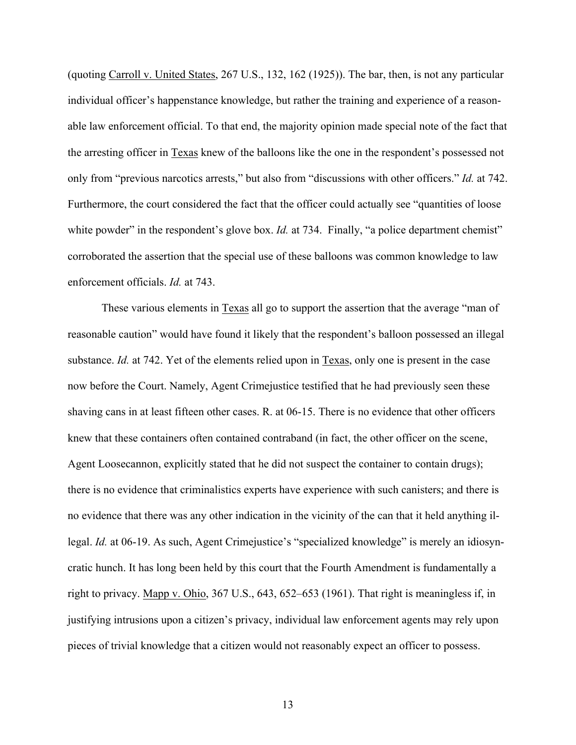(quoting Carroll v. United States, 267 U.S., 132, 162 (1925)). The bar, then, is not any particular individual officer's happenstance knowledge, but rather the training and experience of a reasonable law enforcement official. To that end, the majority opinion made special note of the fact that the arresting officer in Texas knew of the balloons like the one in the respondent's possessed not only from "previous narcotics arrests," but also from "discussions with other officers." *Id.* at 742. Furthermore, the court considered the fact that the officer could actually see "quantities of loose white powder" in the respondent's glove box. *Id.* at 734. Finally, "a police department chemist" corroborated the assertion that the special use of these balloons was common knowledge to law enforcement officials. *Id.* at 743.

These various elements in Texas all go to support the assertion that the average "man of reasonable caution" would have found it likely that the respondent's balloon possessed an illegal substance. *Id.* at 742. Yet of the elements relied upon in Texas, only one is present in the case now before the Court. Namely, Agent Crimejustice testified that he had previously seen these shaving cans in at least fifteen other cases. R. at 06-15. There is no evidence that other officers knew that these containers often contained contraband (in fact, the other officer on the scene, Agent Loosecannon, explicitly stated that he did not suspect the container to contain drugs); there is no evidence that criminalistics experts have experience with such canisters; and there is no evidence that there was any other indication in the vicinity of the can that it held anything illegal. *Id.* at 06-19. As such, Agent Crimejustice's "specialized knowledge" is merely an idiosyncratic hunch. It has long been held by this court that the Fourth Amendment is fundamentally a right to privacy. Mapp v. Ohio, 367 U.S., 643, 652–653 (1961). That right is meaningless if, in justifying intrusions upon a citizen's privacy, individual law enforcement agents may rely upon pieces of trivial knowledge that a citizen would not reasonably expect an officer to possess.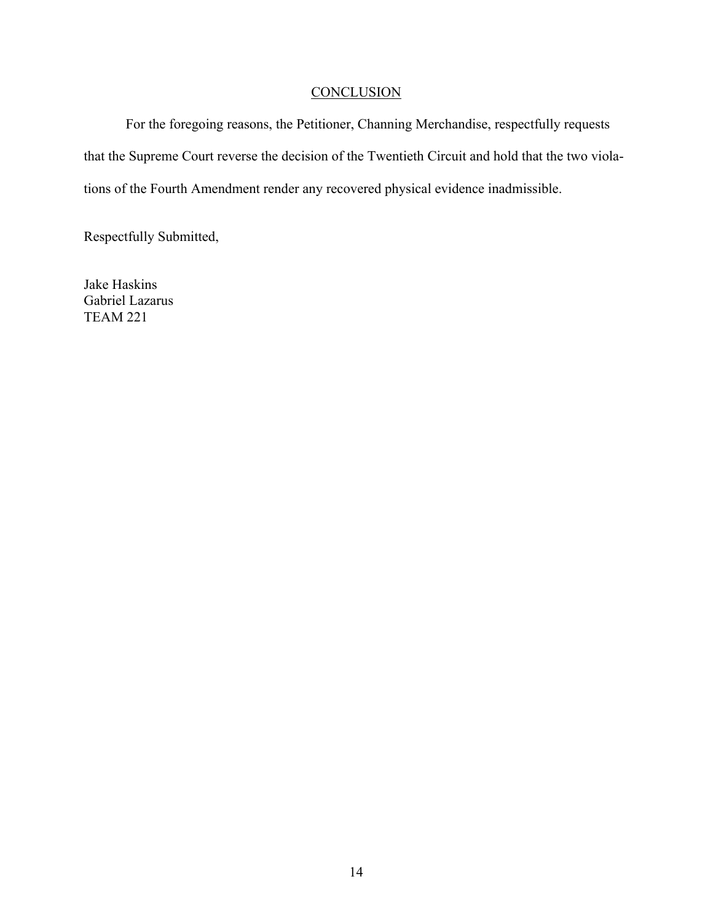## CONCLUSION

For the foregoing reasons, the Petitioner, Channing Merchandise, respectfully requests that the Supreme Court reverse the decision of the Twentieth Circuit and hold that the two violations of the Fourth Amendment render any recovered physical evidence inadmissible.

Respectfully Submitted,

Jake Haskins
Gabriel Lazarus
TEAM 221